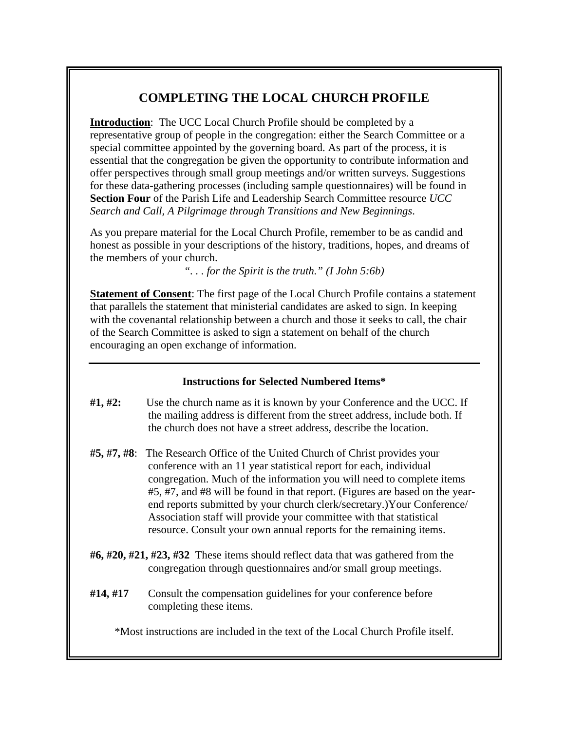# COMPLETING THE LOCAL CHURCH PROFILE

**Introduction**: The UCC Local Church Profile should be completed by a representative group of people in the congregation: either the Search Committee or a special committee appointed by the governing board. As part of the process, it is essential that the congregation be given the opportunity to contribute information and offer perspectives through small group meetings and/or written surveys. Suggestions for these data-gathering processes (including sample questionnaires) will be found in **Section Four** of the Parish Life and Leadership Search Committee resource *UCC Search and Call, A Pilgrimage through Transitions and New Beginnings*.

As you prepare material for the Local Church Profile, remember to be as candid and honest as possible in your descriptions of the history, traditions, hopes, and dreams of the members of your church.

*". . . for the Spirit is the truth." (I John 5:6b)*

**Statement of Consent**: The first page of the Local Church Profile contains a statement that parallels the statement that ministerial candidates are asked to sign. In keeping with the covenantal relationship between a church and those it seeks to call, the chair of the Search Committee is asked to sign a statement on behalf of the church encouraging an open exchange of information.

---

### Instructions for Selected Numbered Items*

**#1, #2:** Use the church name as it is known by your Conference and the UCC. If the mailing address is different from the street address, include both. If the church does not have a street address, describe the location.

**#5, #7, #8**: The Research Office of the United Church of Christ provides your conference with an 11 year statistical report for each, individual congregation. Much of the information you will need to complete items #5, #7, and #8 will be found in that report. (Figures are based on the year-end reports submitted by your church clerk/secretary.)Your Conference/ Association staff will provide your committee with that statistical resource. Consult your own annual reports for the remaining items.

**#6, #20, #21, #23, #32** These items should reflect data that was gathered from the congregation through questionnaires and/or small group meetings.

**#14, #17** Consult the compensation guidelines for your conference before completing these items.

*Most instructions are included in the text of the Local Church Profile itself.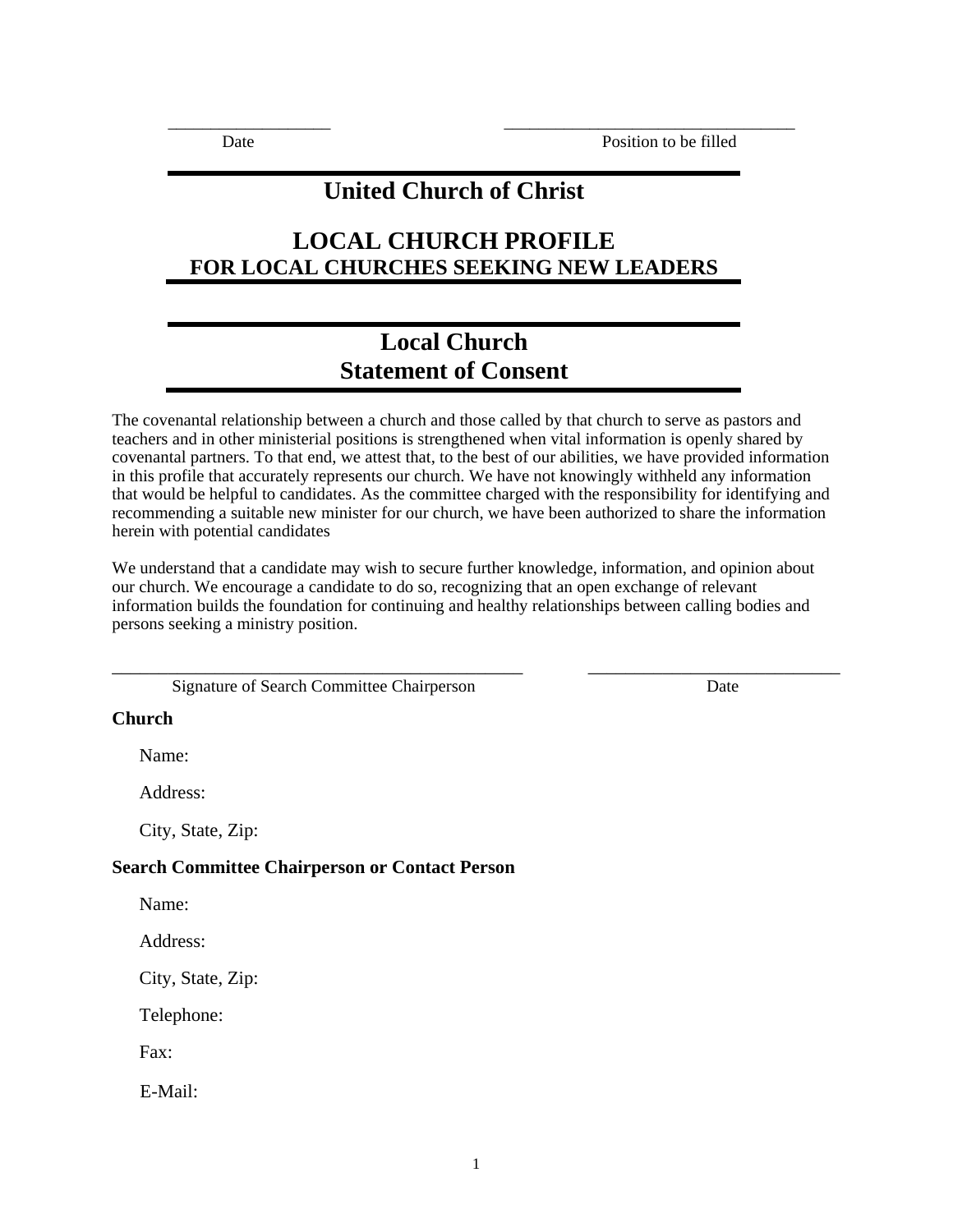\_\_\_\_\_\_\_\_\_\_\_\_\_\_\_\_\_\_\_ \_\_\_\_\_\_\_\_\_\_\_\_\_\_\_\_\_\_\_\_\_\_\_\_\_\_\_\_\_\_\_\_\_\_

Date Position to be filled

# United Church of Christ

## LOCAL CHURCH PROFILE
## FOR LOCAL CHURCHES SEEKING NEW LEADERS

## Local Church
## Statement of Consent

The covenantal relationship between a church and those called by that church to serve as pastors and teachers and in other ministerial positions is strengthened when vital information is openly shared by covenantal partners. To that end, we attest that, to the best of our abilities, we have provided information in this profile that accurately represents our church. We have not knowingly withheld any information that would be helpful to candidates. As the committee charged with the responsibility for identifying and recommending a suitable new minister for our church, we have been authorized to share the information herein with potential candidates

We understand that a candidate may wish to secure further knowledge, information, and opinion about our church. We encourage a candidate to do so, recognizing that an open exchange of relevant information builds the foundation for continuing and healthy relationships between calling bodies and persons seeking a ministry position.

\_\_\_\_\_\_\_\_\_\_\_\_\_\_\_\_\_\_\_\_\_\_\_\_\_\_\_\_\_\_\_\_\_\_\_\_\_\_\_\_\_\_\_\_\_\_\_\_ \_\_\_\_\_\_\_\_\_\_\_\_\_\_\_\_\_\_\_\_\_\_\_\_\_\_\_\_\_\_

Signature of Search Committee Chairperson Date

**Church**

Name:

Address:

City, State, Zip:

**Search Committee Chairperson or Contact Person**

Name:

Address:

City, State, Zip:

Telephone:

Fax:

E-Mail: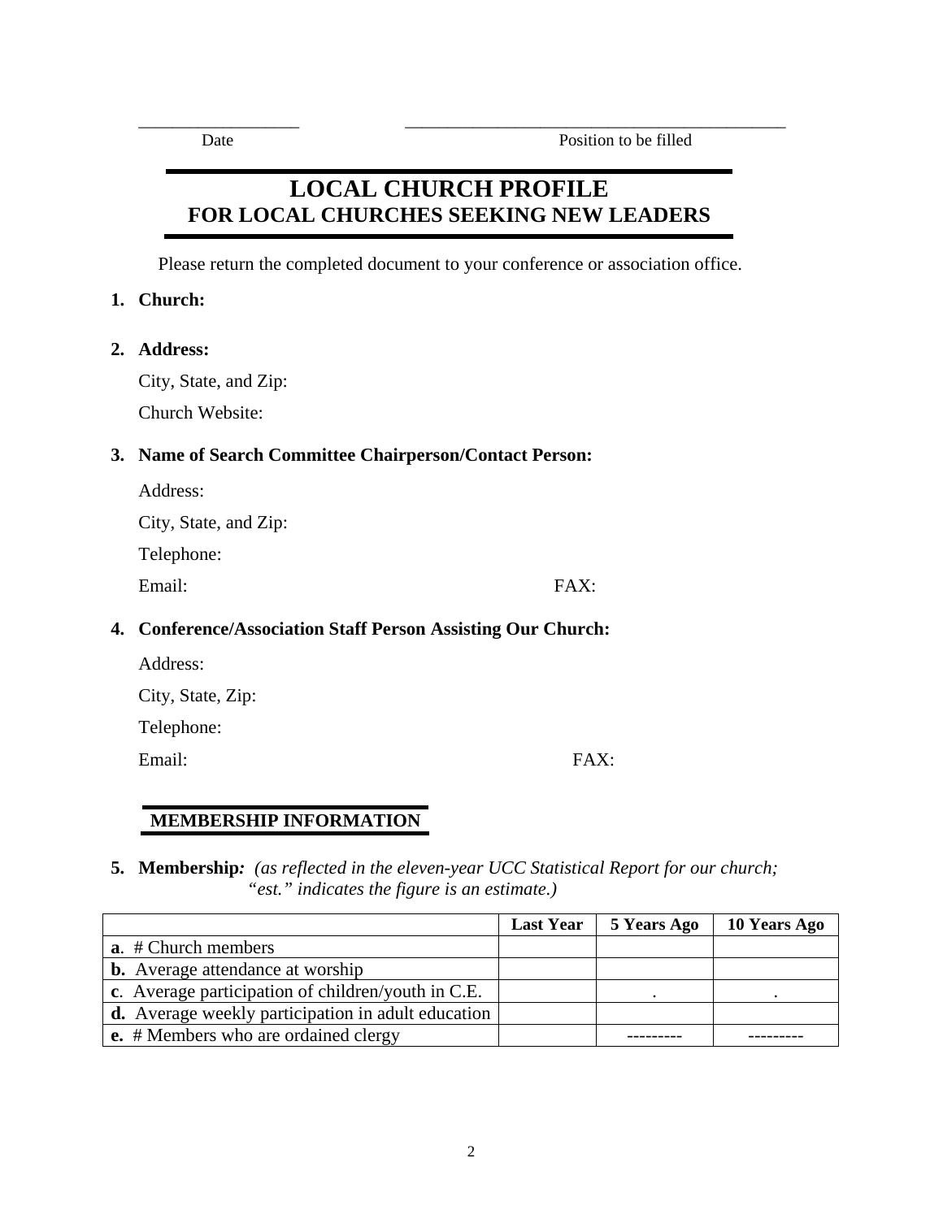\_\_\_\_\_\_\_\_\_\_\_\_\_\_\_\_\_\_\_ \_\_\_\_\_\_\_\_\_\_\_\_\_\_\_\_\_\_\_\_\_\_\_\_\_\_\_\_\_\_\_\_\_\_\_\_\_\_\_\_\_\_\_\_\_

Date Position to be filled

# LOCAL CHURCH PROFILE
## FOR LOCAL CHURCHES SEEKING NEW LEADERS

Please return the completed document to your conference or association office.

1. **Church:**

2. **Address:**

   City, State, and Zip:

   Church Website:

3. **Name of Search Committee Chairperson/Contact Person:**

   Address:

   City, State, and Zip:

   Telephone:

   Email: FAX:

4. **Conference/Association Staff Person Assisting Our Church:**

   Address:

   City, State, Zip:

   Telephone:

   Email: FAX:

## MEMBERSHIP INFORMATION

5. **Membership***:* *(as reflected in the eleven-year UCC Statistical Report for our church; "est." indicates the figure is an estimate.)*

| | Last Year | 5 Years Ago | 10 Years Ago |
|---|---|---|---|
| **a**. # Church members | | | |
| **b.** Average attendance at worship | | | |
| **c**. Average participation of children/youth in C.E. | | . | . |
| **d.** Average weekly participation in adult education | | | |
| **e.** # Members who are ordained clergy | | --------- | --------- |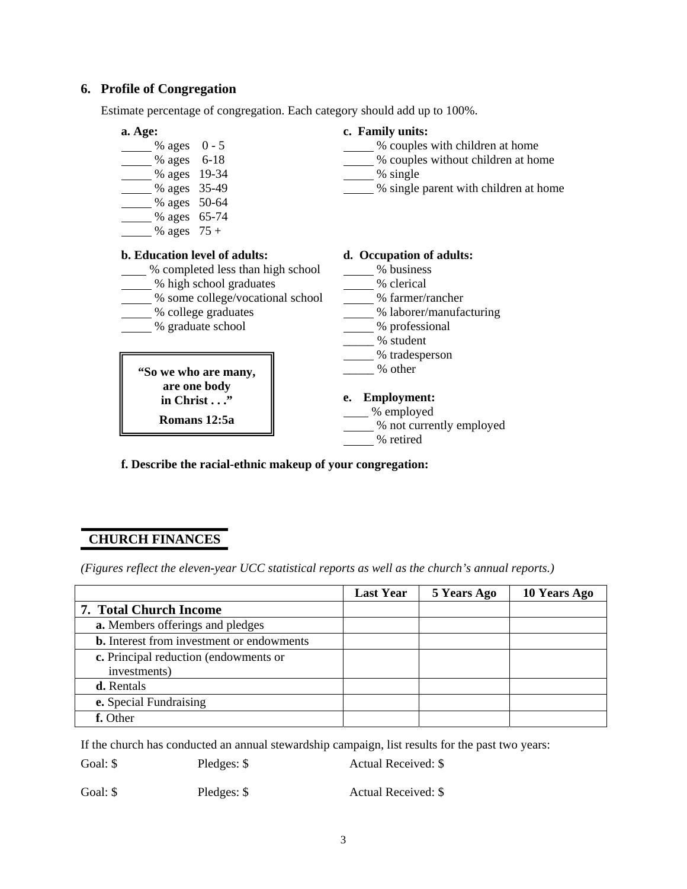## 6. Profile of Congregation

Estimate percentage of congregation. Each category should add up to 100%.

**a. Age:**

_____ % ages 0 - 5
_____ % ages 6-18
_____ % ages 19-34
_____ % ages 35-49
_____ % ages 50-64
_____ % ages 65-74
_____ % ages 75 +

**b. Education level of adults:**

____ % completed less than high school
_____ % high school graduates
_____ % some college/vocational school
_____ % college graduates
_____ % graduate school

**c. Family units:**

_____ % couples with children at home
_____ % couples without children at home
_____ % single
_____ % single parent with children at home

**d. Occupation of adults:**

_____ % business
_____ % clerical
_____ % farmer/rancher
_____ % laborer/manufacturing
_____ % professional
_____ % student
_____ % tradesperson
_____ % other

**e. Employment:**

____ % employed
_____ % not currently employed
_____ % retired

> **"So we who are many, are one body in Christ . . ."**
>
> **Romans 12:5a**

**f. Describe the racial-ethnic makeup of your congregation:**

## CHURCH FINANCES

*(Figures reflect the eleven-year UCC statistical reports as well as the church's annual reports.)*

| | Last Year | 5 Years Ago | 10 Years Ago |
|---|---|---|---|
| **7. Total Church Income** | | | |
| **a.** Members offerings and pledges | | | |
| **b.** Interest from investment or endowments | | | |
| **c.** Principal reduction (endowments or investments) | | | |
| **d.** Rentals | | | |
| **e.** Special Fundraising | | | |
| **f.** Other | | | |

If the church has conducted an annual stewardship campaign, list results for the past two years:

Goal: $ Pledges: $ Actual Received: $

Goal: $ Pledges: $ Actual Received: $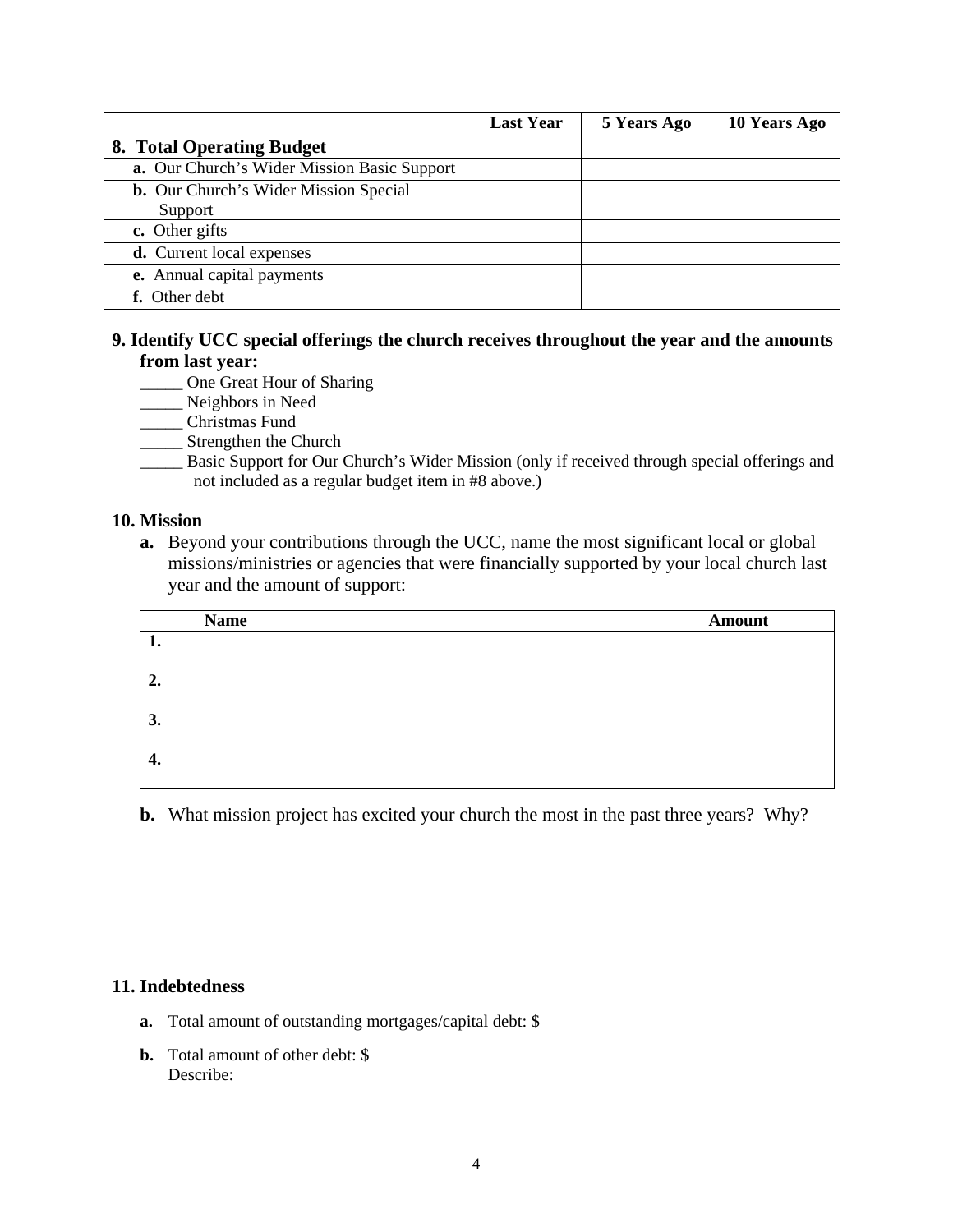| | Last Year | 5 Years Ago | 10 Years Ago |
|---|---|---|---|
| **8. Total Operating Budget** | | | |
| **a.** Our Church's Wider Mission Basic Support | | | |
| **b.** Our Church's Wider Mission Special Support | | | |
| **c.** Other gifts | | | |
| **d.** Current local expenses | | | |
| **e.** Annual capital payments | | | |
| **f.** Other debt | | | |

**9. Identify UCC special offerings the church receives throughout the year and the amounts from last year:**

_____ One Great Hour of Sharing
_____ Neighbors in Need
_____ Christmas Fund
_____ Strengthen the Church
_____ Basic Support for Our Church's Wider Mission (only if received through special offerings and not included as a regular budget item in #8 above.)

**10. Mission**

**a.** Beyond your contributions through the UCC, name the most significant local or global missions/ministries or agencies that were financially supported by your local church last year and the amount of support:

| Name | Amount |
|---|---|
| **1.** | |
| **2.** | |
| **3.** | |
| **4.** | |

**b.** What mission project has excited your church the most in the past three years? Why?

**11. Indebtedness**

**a.** Total amount of outstanding mortgages/capital debt: $

**b.** Total amount of other debt: $
Describe: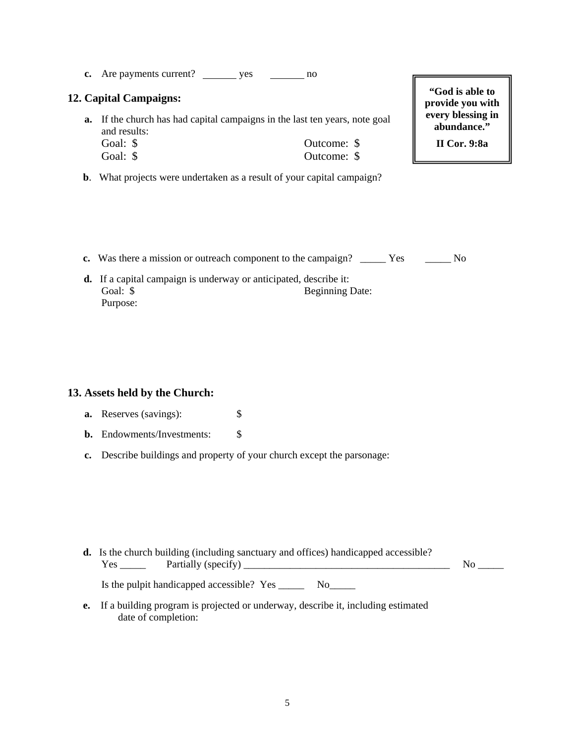**c.** Are payments current? _______ yes _______ no

## 12. Capital Campaigns:

> **"God is able to provide you with every blessing in abundance."**
>
> **II Cor. 9:8a**

**a.** If the church has had capital campaigns in the last ten years, note goal and results:

Goal: $ Outcome: $

Goal: $ Outcome: $

**b**. What projects were undertaken as a result of your capital campaign?

**c.** Was there a mission or outreach component to the campaign? _____ Yes _____ No

**d.** If a capital campaign is underway or anticipated, describe it:

Goal: $ Beginning Date:

Purpose:

## 13. Assets held by the Church:

**a.** Reserves (savings): $

**b.** Endowments/Investments: $

**c.** Describe buildings and property of your church except the parsonage:

**d.** Is the church building (including sanctuary and offices) handicapped accessible?

Yes _____ Partially (specify) _________________________________________ No _____

Is the pulpit handicapped accessible? Yes _____ No_____

**e.** If a building program is projected or underway, describe it, including estimated date of completion: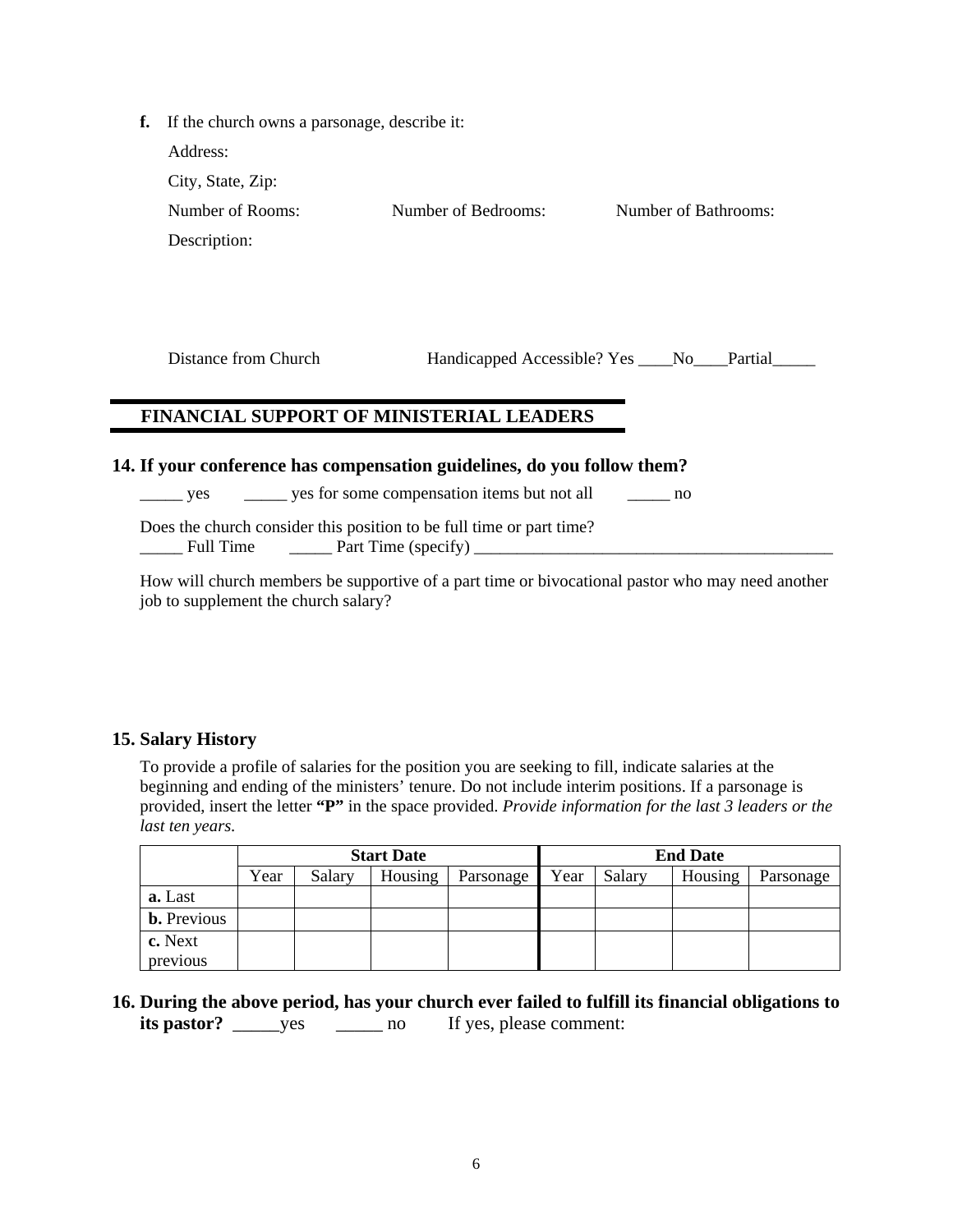**f.** If the church owns a parsonage, describe it:

Address:

City, State, Zip:

Number of Rooms: Number of Bedrooms: Number of Bathrooms:

Description:

Distance from Church Handicapped Accessible? Yes ____No____Partial_____

## FINANCIAL SUPPORT OF MINISTERIAL LEADERS

### 14. If your conference has compensation guidelines, do you follow them?

_____ yes _____ yes for some compensation items but not all _____ no

Does the church consider this position to be full time or part time?
_____ Full Time _____ Part Time (specify) ____________________________________________

How will church members be supportive of a part time or bivocational pastor who may need another job to supplement the church salary?

### 15. Salary History

To provide a profile of salaries for the position you are seeking to fill, indicate salaries at the beginning and ending of the ministers' tenure. Do not include interim positions. If a parsonage is provided, insert the letter **"P"** in the space provided. *Provide information for the last 3 leaders or the last ten years.*

| | **Start Date** | | | | **End Date** | | | |
|---|---|---|---|---|---|---|---|---|
| | Year | Salary | Housing | Parsonage | Year | Salary | Housing | Parsonage |
| **a.** Last | | | | | | | | |
| **b.** Previous | | | | | | | | |
| **c.** Next previous | | | | | | | | |

### 16. During the above period, has your church ever failed to fulfill its financial obligations to its pastor? _____yes _____ no If yes, please comment: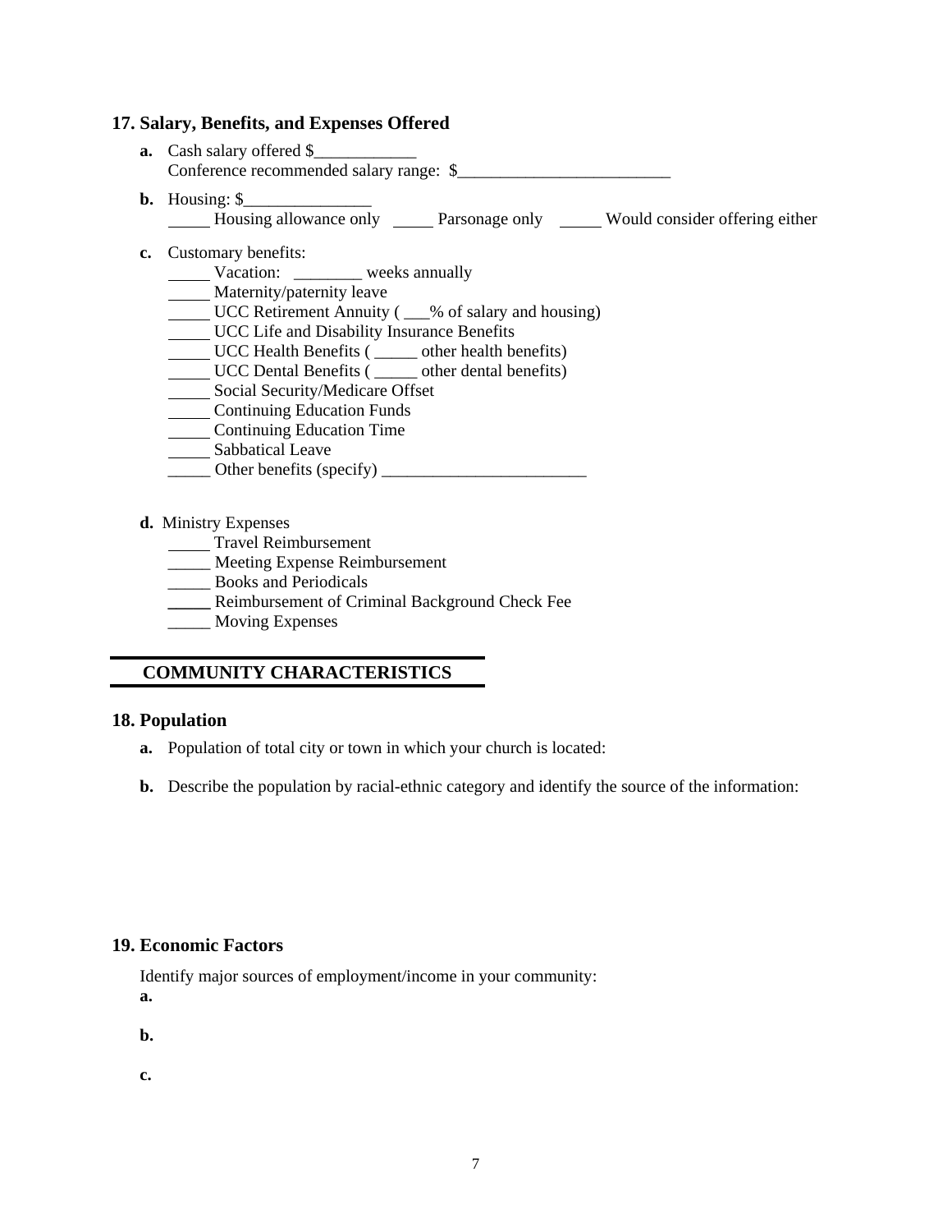### 17. Salary, Benefits, and Expenses Offered

**a.** Cash salary offered $____________
Conference recommended salary range: $_________________________

**b.** Housing: $_______________
_____ Housing allowance only _____ Parsonage only _____ Would consider offering either

**c.** Customary benefits:
_____ Vacation: ________ weeks annually
_____ Maternity/paternity leave
_____ UCC Retirement Annuity ( ___% of salary and housing)
_____ UCC Life and Disability Insurance Benefits
_____ UCC Health Benefits ( _____ other health benefits)
_____ UCC Dental Benefits ( _____ other dental benefits)
_____ Social Security/Medicare Offset
_____ Continuing Education Funds
_____ Continuing Education Time
_____ Sabbatical Leave
_____ Other benefits (specify) ________________________

**d.** Ministry Expenses
_____ Travel Reimbursement
_____ Meeting Expense Reimbursement
_____ Books and Periodicals
_____ Reimbursement of Criminal Background Check Fee
_____ Moving Expenses

## COMMUNITY CHARACTERISTICS

### 18. Population

**a.** Population of total city or town in which your church is located:

**b.** Describe the population by racial-ethnic category and identify the source of the information:

### 19. Economic Factors

Identify major sources of employment/income in your community:

**a.**

**b.**

**c.**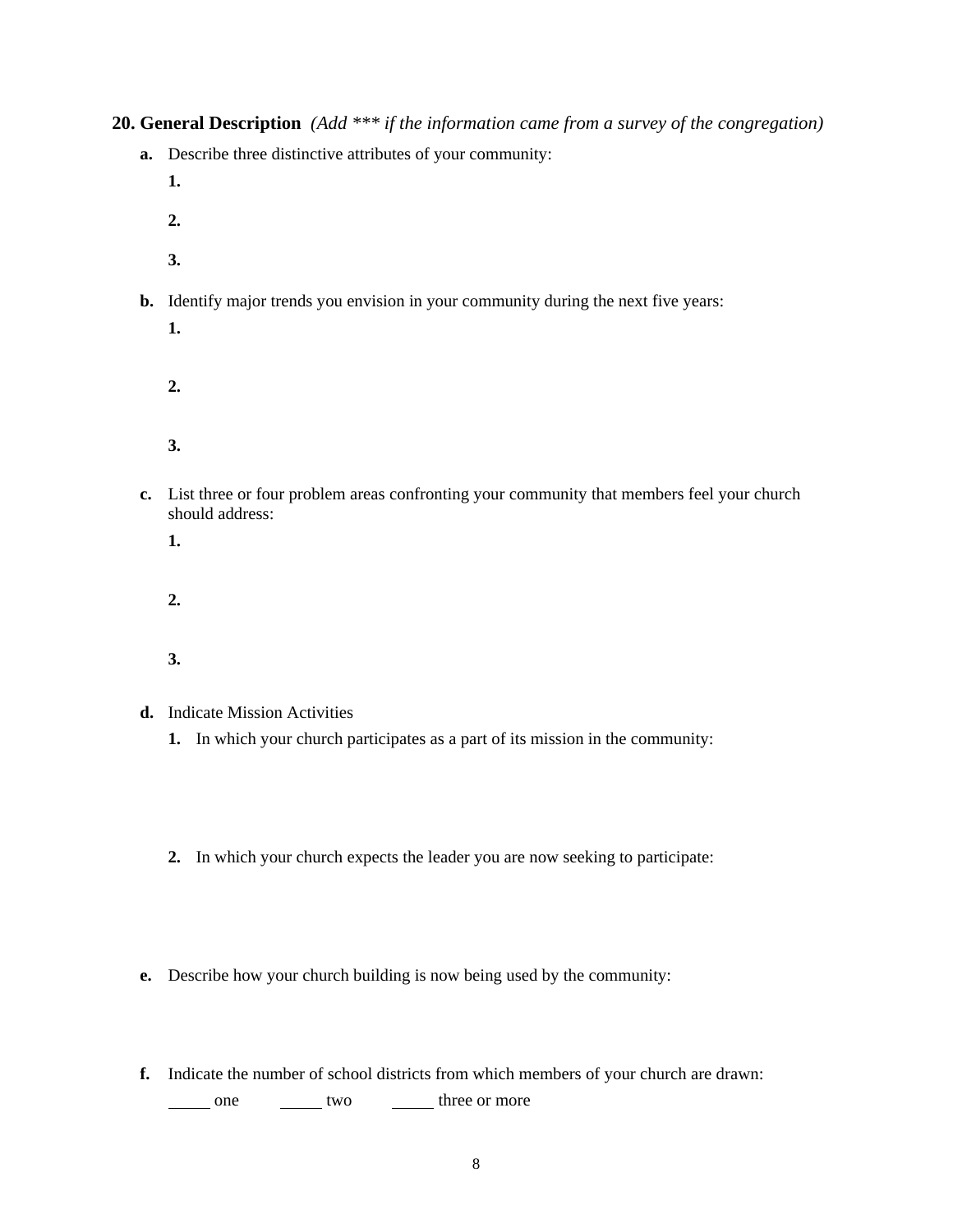**20. General Description** *(Add *** if the information came from a survey of the congregation)*

**a.** Describe three distinctive attributes of your community:

**1.**

**2.**

**3.**

**b.** Identify major trends you envision in your community during the next five years:

**1.**

**2.**

**3.**

**c.** List three or four problem areas confronting your community that members feel your church should address:

**1.**

**2.**

**3.**

**d.** Indicate Mission Activities

**1.** In which your church participates as a part of its mission in the community:

**2.** In which your church expects the leader you are now seeking to participate:

**e.** Describe how your church building is now being used by the community:

**f.** Indicate the number of school districts from which members of your church are drawn:

_____ one     _____ two     _____ three or more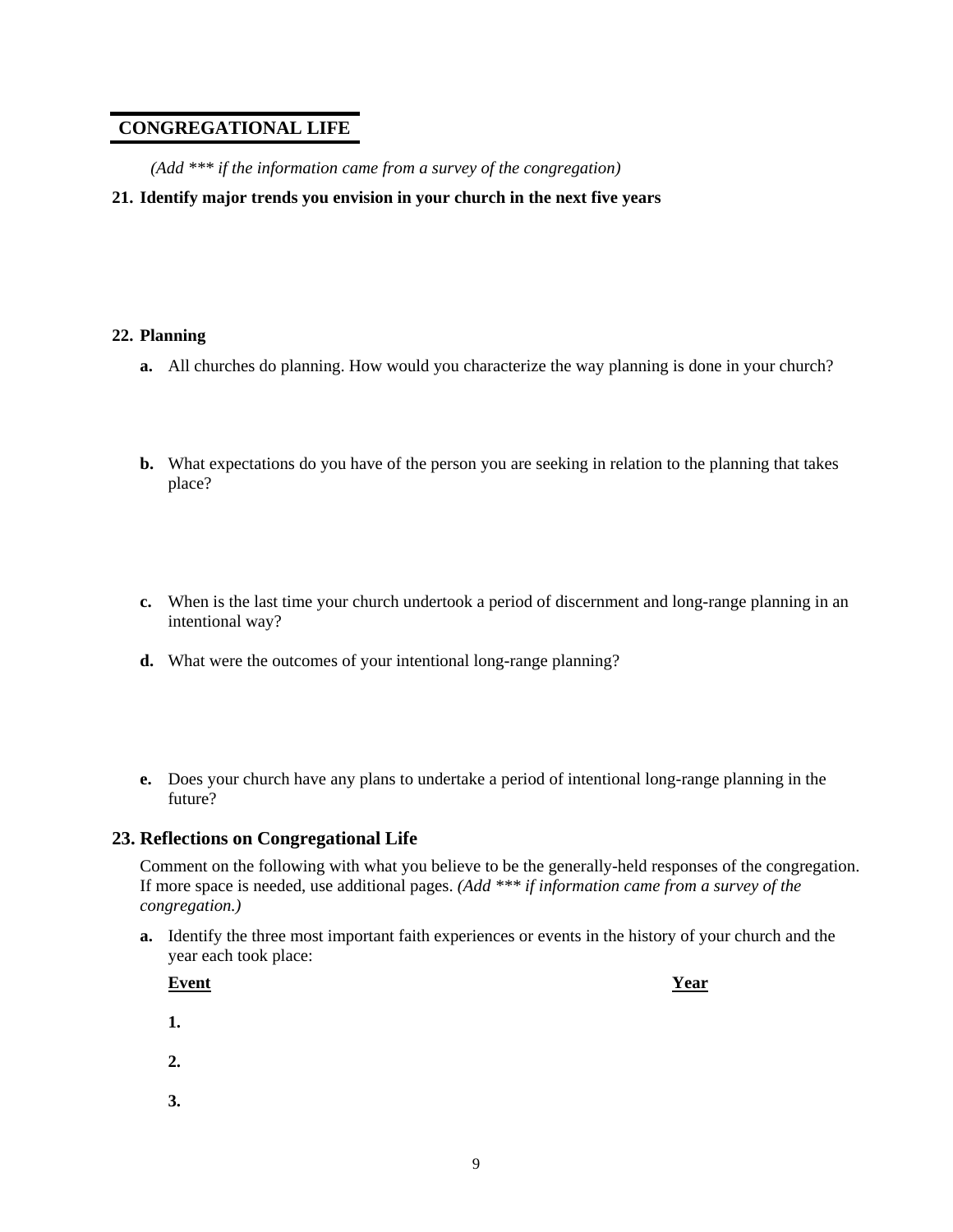## CONGREGATIONAL LIFE

*(Add *** if the information came from a survey of the congregation)*

**21. Identify major trends you envision in your church in the next five years**

**22. Planning**

**a.** All churches do planning. How would you characterize the way planning is done in your church?

**b.** What expectations do you have of the person you are seeking in relation to the planning that takes place?

**c.** When is the last time your church undertook a period of discernment and long-range planning in an intentional way?

**d.** What were the outcomes of your intentional long-range planning?

**e.** Does your church have any plans to undertake a period of intentional long-range planning in the future?

### 23. Reflections on Congregational Life

Comment on the following with what you believe to be the generally-held responses of the congregation. If more space is needed, use additional pages. *(Add *** if information came from a survey of the congregation.)*

**a.** Identify the three most important faith experiences or events in the history of your church and the year each took place:

| **Event** | **Year** |
|---|---|
| **1.** | |
| **2.** | |
| **3.** | |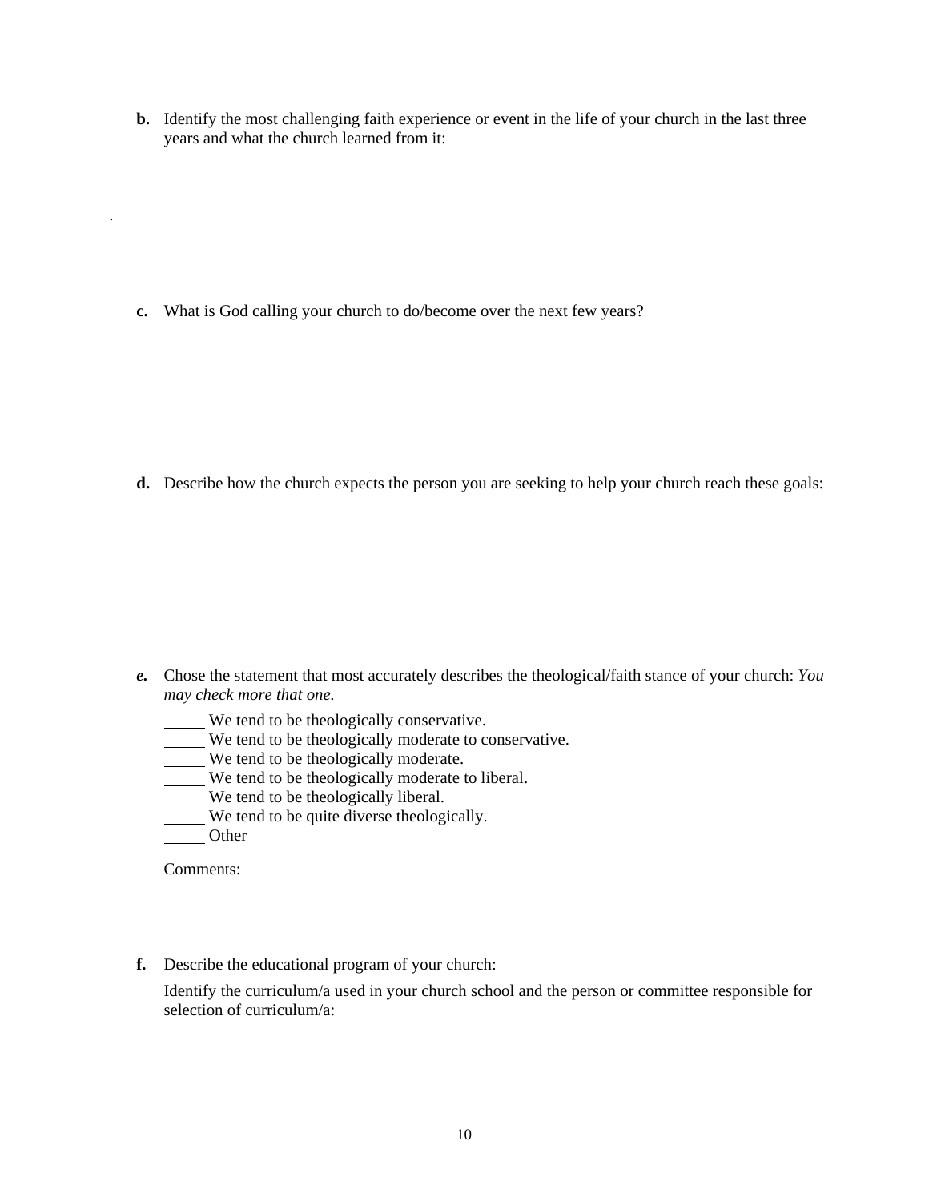**b.** Identify the most challenging faith experience or event in the life of your church in the last three years and what the church learned from it:

.

**c.** What is God calling your church to do/become over the next few years?

**d.** Describe how the church expects the person you are seeking to help your church reach these goals:

***e.*** Chose the statement that most accurately describes the theological/faith stance of your church: *You may check more that one.*

_____ We tend to be theologically conservative.
_____ We tend to be theologically moderate to conservative.
_____ We tend to be theologically moderate.
_____ We tend to be theologically moderate to liberal.
_____ We tend to be theologically liberal.
_____ We tend to be quite diverse theologically.
_____ Other

Comments:

**f.** Describe the educational program of your church:

Identify the curriculum/a used in your church school and the person or committee responsible for selection of curriculum/a: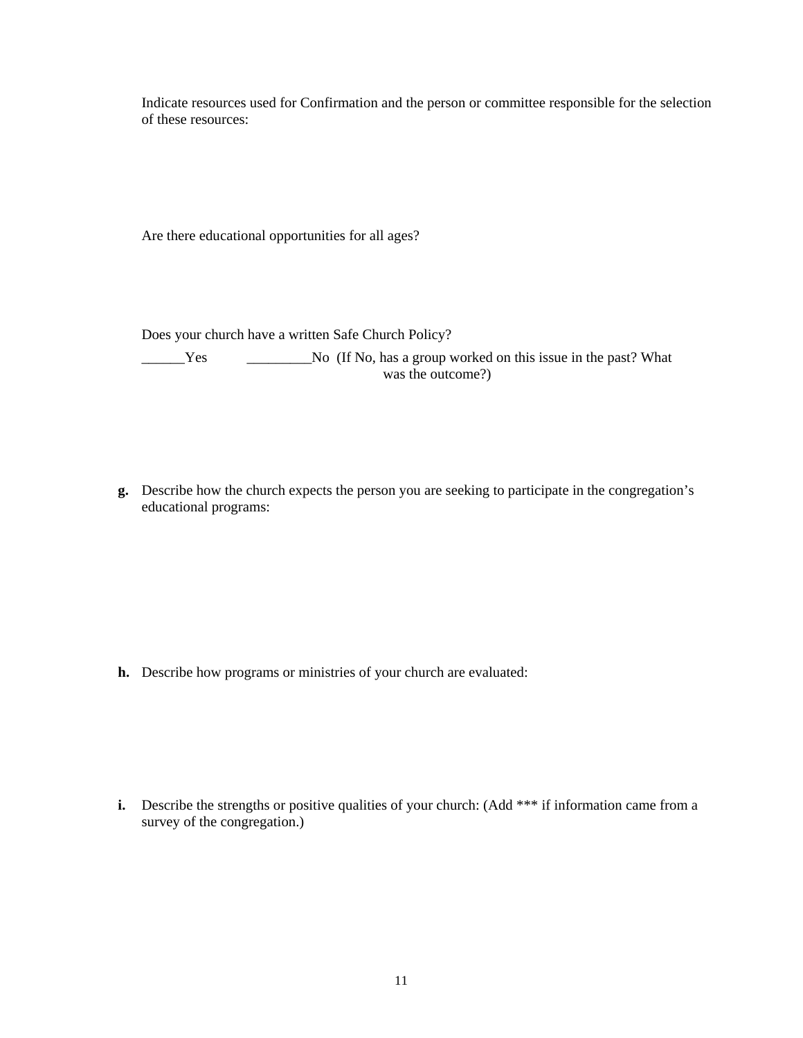Indicate resources used for Confirmation and the person or committee responsible for the selection of these resources:

Are there educational opportunities for all ages?

Does your church have a written Safe Church Policy?

______Yes          _________No  (If No, has a group worked on this issue in the past? What was the outcome?)

**g.** Describe how the church expects the person you are seeking to participate in the congregation's educational programs:

**h.** Describe how programs or ministries of your church are evaluated:

**i.** Describe the strengths or positive qualities of your church: (Add *** if information came from a survey of the congregation.)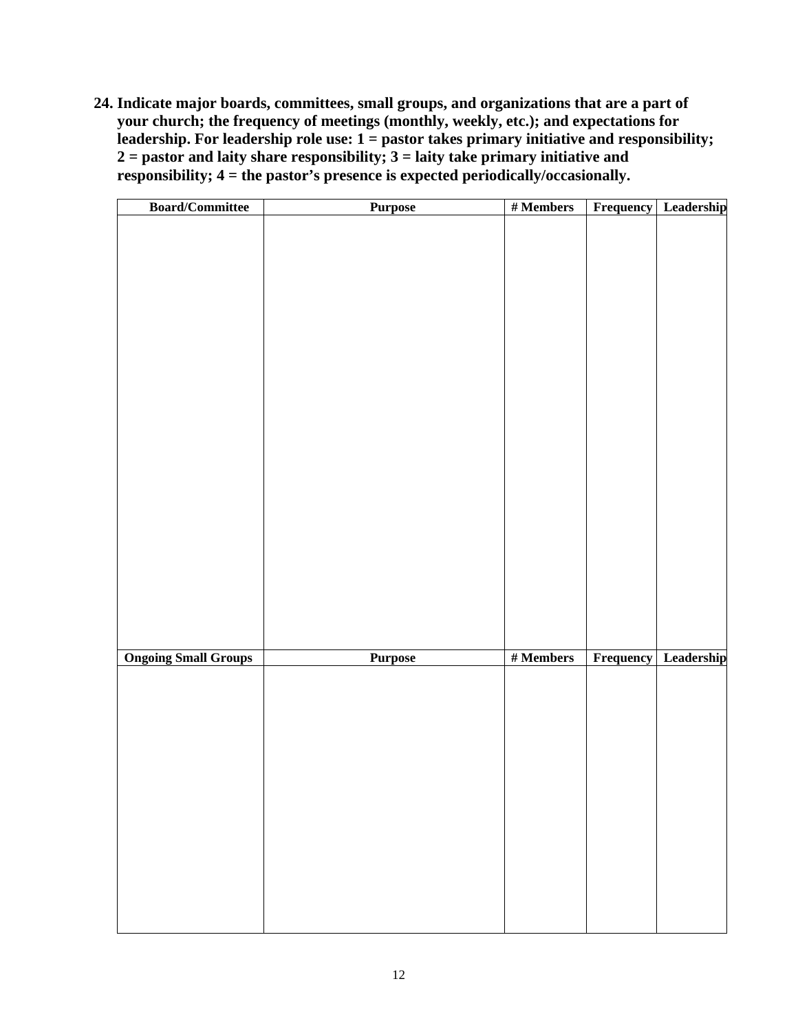**24. Indicate major boards, committees, small groups, and organizations that are a part of your church; the frequency of meetings (monthly, weekly, etc.); and expectations for leadership. For leadership role use: 1 = pastor takes primary initiative and responsibility; 2 = pastor and laity share responsibility; 3 = laity take primary initiative and responsibility; 4 = the pastor's presence is expected periodically/occasionally.**

| Board/Committee | Purpose | # Members | Frequency | Leadership |
|---|---|---|---|---|
| | | | | |

| Ongoing Small Groups | Purpose | # Members | Frequency | Leadership |
|---|---|---|---|---|
| | | | | |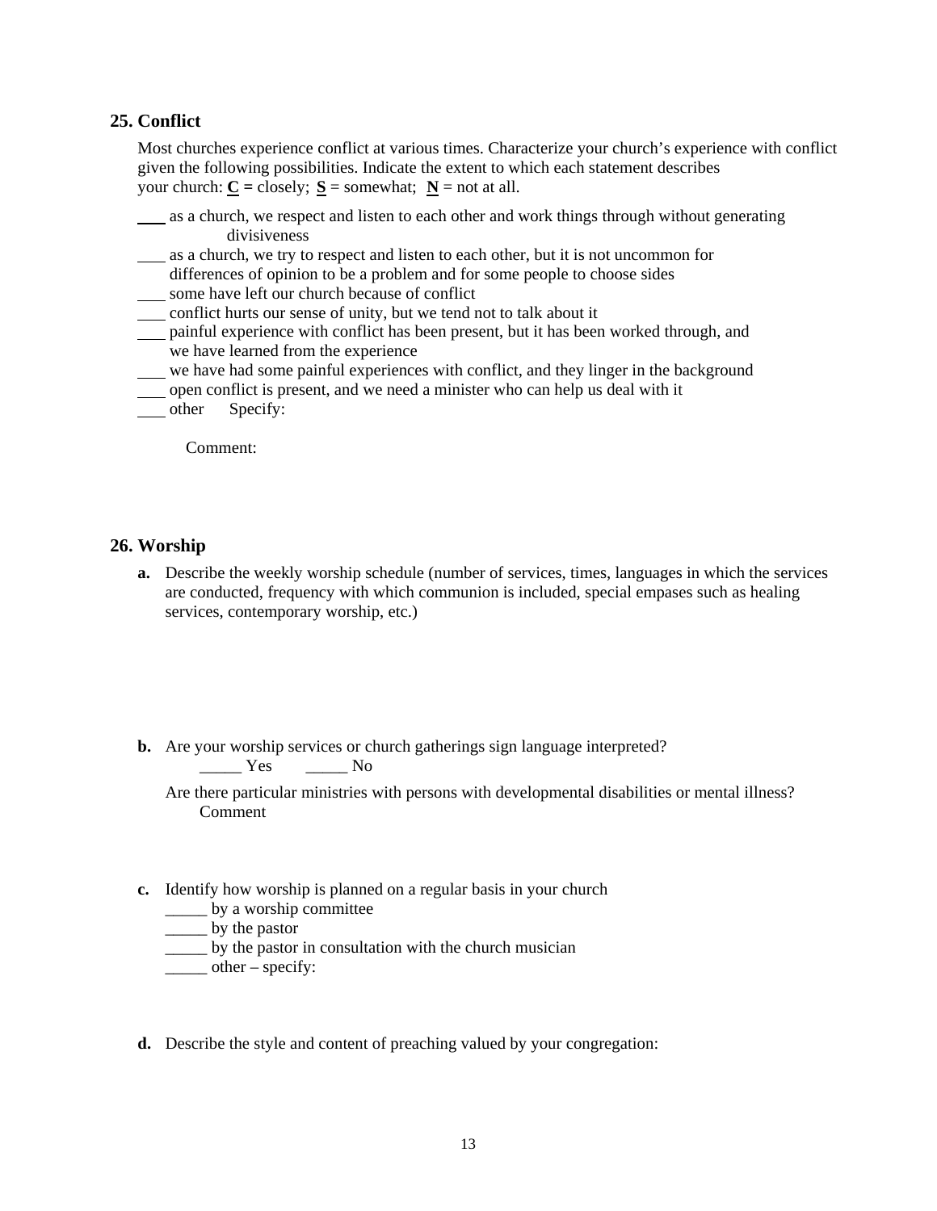## 25. Conflict

Most churches experience conflict at various times. Characterize your church's experience with conflict given the following possibilities. Indicate the extent to which each statement describes your church: **C** = closely; **S** = somewhat; **N** = not at all.

___ as a church, we respect and listen to each other and work things through without generating divisiveness
___ as a church, we try to respect and listen to each other, but it is not uncommon for differences of opinion to be a problem and for some people to choose sides
___ some have left our church because of conflict
___ conflict hurts our sense of unity, but we tend not to talk about it
___ painful experience with conflict has been present, but it has been worked through, and we have learned from the experience
___ we have had some painful experiences with conflict, and they linger in the background
___ open conflict is present, and we need a minister who can help us deal with it
___ other Specify:

Comment:

## 26. Worship

**a.** Describe the weekly worship schedule (number of services, times, languages in which the services are conducted, frequency with which communion is included, special empases such as healing services, contemporary worship, etc.)

**b.** Are your worship services or church gatherings sign language interpreted?
_____ Yes _____ No

Are there particular ministries with persons with developmental disabilities or mental illness?
Comment

**c.** Identify how worship is planned on a regular basis in your church
_____ by a worship committee
_____ by the pastor
_____ by the pastor in consultation with the church musician
_____ other – specify:

**d.** Describe the style and content of preaching valued by your congregation: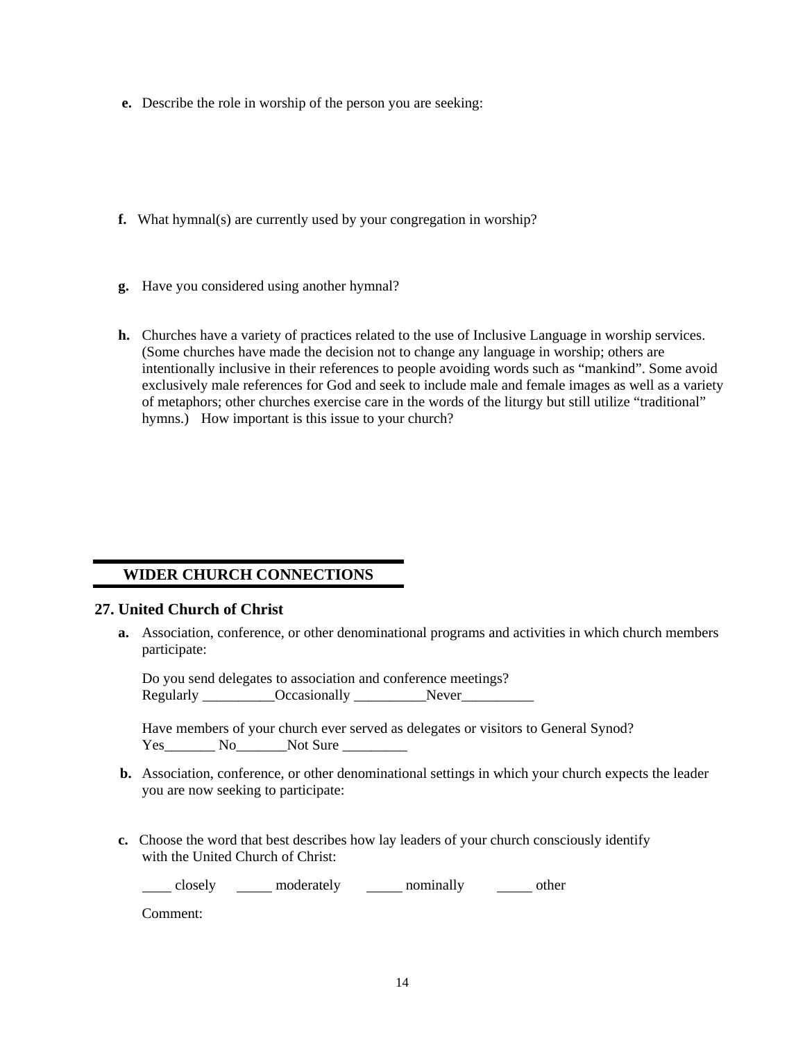**e.** Describe the role in worship of the person you are seeking:

**f.** What hymnal(s) are currently used by your congregation in worship?

**g.** Have you considered using another hymnal?

**h.** Churches have a variety of practices related to the use of Inclusive Language in worship services. (Some churches have made the decision not to change any language in worship; others are intentionally inclusive in their references to people avoiding words such as "mankind". Some avoid exclusively male references for God and seek to include male and female images as well as a variety of metaphors; other churches exercise care in the words of the liturgy but still utilize "traditional" hymns.) How important is this issue to your church?

## WIDER CHURCH CONNECTIONS

### 27. United Church of Christ

**a.** Association, conference, or other denominational programs and activities in which church members participate:

Do you send delegates to association and conference meetings?
Regularly __________Occasionally __________Never__________

Have members of your church ever served as delegates or visitors to General Synod?
Yes_______ No_______Not Sure _________

**b.** Association, conference, or other denominational settings in which your church expects the leader you are now seeking to participate:

**c.** Choose the word that best describes how lay leaders of your church consciously identify with the United Church of Christ:

____ closely _____ moderately _____ nominally _____ other

Comment: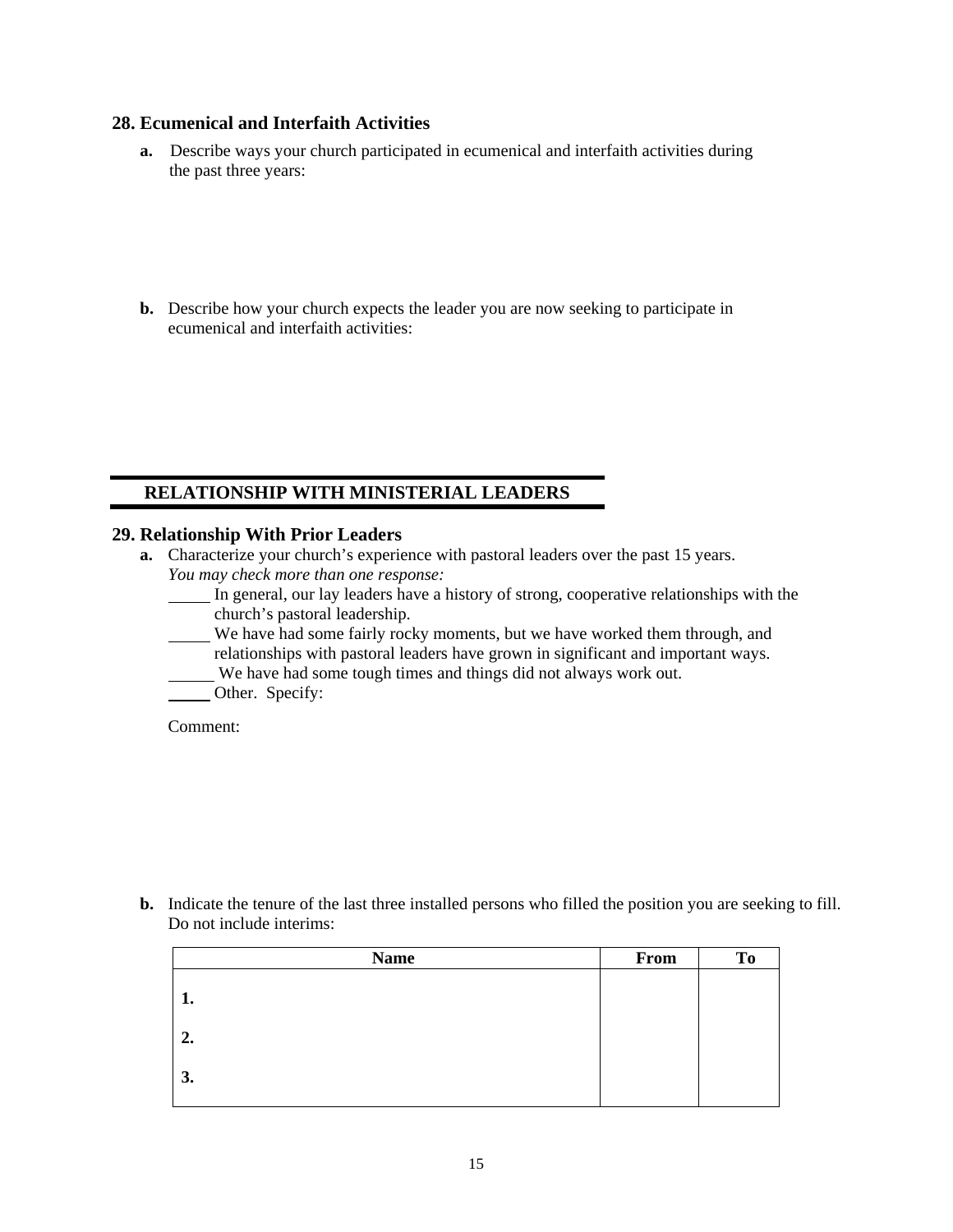## 28. Ecumenical and Interfaith Activities

**a.** Describe ways your church participated in ecumenical and interfaith activities during the past three years:

**b.** Describe how your church expects the leader you are now seeking to participate in ecumenical and interfaith activities:

## RELATIONSHIP WITH MINISTERIAL LEADERS

## 29. Relationship With Prior Leaders

**a.** Characterize your church's experience with pastoral leaders over the past 15 years. *You may check more than one response:*

_____ In general, our lay leaders have a history of strong, cooperative relationships with the church's pastoral leadership.

_____ We have had some fairly rocky moments, but we have worked them through, and relationships with pastoral leaders have grown in significant and important ways.

_____ We have had some tough times and things did not always work out.

_____ Other. Specify:

Comment:

**b.** Indicate the tenure of the last three installed persons who filled the position you are seeking to fill. Do not include interims:

| Name | From | To |
|---|---|---|
| **1.** | | |
| **2.** | | |
| **3.** | | |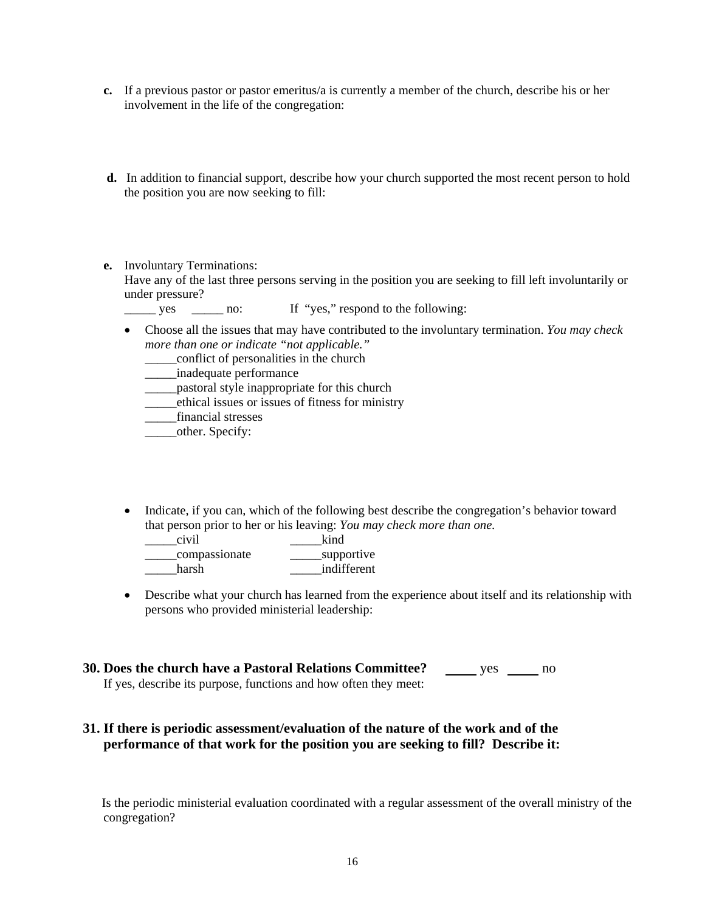**c.** If a previous pastor or pastor emeritus/a is currently a member of the church, describe his or her involvement in the life of the congregation:

**d.** In addition to financial support, describe how your church supported the most recent person to hold the position you are now seeking to fill:

**e.** Involuntary Terminations:
Have any of the last three persons serving in the position you are seeking to fill left involuntarily or under pressure?
_____ yes _____ no: If "yes," respond to the following:

- Choose all the issues that may have contributed to the involuntary termination. *You may check more than one or indicate "not applicable."*
  _____conflict of personalities in the church
  _____inadequate performance
  _____pastoral style inappropriate for this church
  _____ethical issues or issues of fitness for ministry
  _____financial stresses
  _____other. Specify:

- Indicate, if you can, which of the following best describe the congregation's behavior toward that person prior to her or his leaving: *You may check more than one.*
  _____civil _____kind
  _____compassionate _____supportive
  _____harsh _____indifferent

- Describe what your church has learned from the experience about itself and its relationship with persons who provided ministerial leadership:

**30. Does the church have a Pastoral Relations Committee?** _____ yes _____ no
If yes, describe its purpose, functions and how often they meet:

**31. If there is periodic assessment/evaluation of the nature of the work and of the performance of that work for the position you are seeking to fill? Describe it:**

Is the periodic ministerial evaluation coordinated with a regular assessment of the overall ministry of the congregation?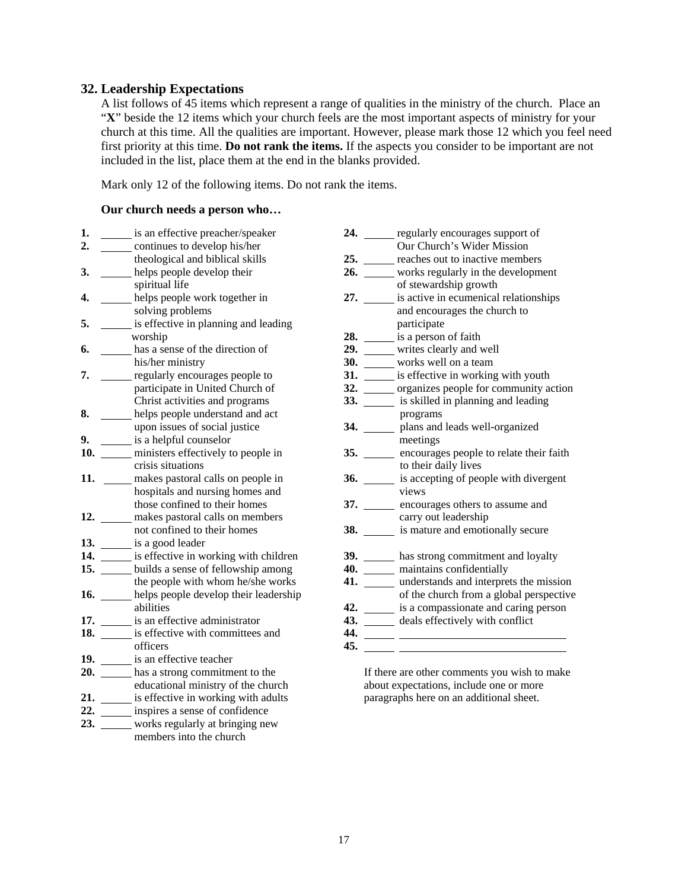## 32. Leadership Expectations

A list follows of 45 items which represent a range of qualities in the ministry of the church. Place an "**X**" beside the 12 items which your church feels are the most important aspects of ministry for your church at this time. All the qualities are important. However, please mark those 12 which you feel need first priority at this time. **Do not rank the items.** If the aspects you consider to be important are not included in the list, place them at the end in the blanks provided.

Mark only 12 of the following items. Do not rank the items.

**Our church needs a person who…**

**1.** ______ is an effective preacher/speaker
**2.** ______ continues to develop his/her theological and biblical skills
**3.** ______ helps people develop their spiritual life
**4.** ______ helps people work together in solving problems
**5.** ______ is effective in planning and leading worship
**6.** ______ has a sense of the direction of his/her ministry
**7.** ______ regularly encourages people to participate in United Church of Christ activities and programs
**8.** ______ helps people understand and act upon issues of social justice
**9.** ______ is a helpful counselor
**10.** ______ ministers effectively to people in crisis situations
**11.** ______ makes pastoral calls on people in hospitals and nursing homes and those confined to their homes
**12.** ______ makes pastoral calls on members not confined to their homes
**13.** ______ is a good leader
**14.** ______ is effective in working with children
**15.** ______ builds a sense of fellowship among the people with whom he/she works
**16.** ______ helps people develop their leadership abilities
**17.** ______ is an effective administrator
**18.** ______ is effective with committees and officers
**19.** ______ is an effective teacher
**20.** ______ has a strong commitment to the educational ministry of the church
**21.** ______ is effective in working with adults
**22.** ______ inspires a sense of confidence
**23.** ______ works regularly at bringing new members into the church
**24.** ______ regularly encourages support of Our Church's Wider Mission
**25.** ______ reaches out to inactive members
**26.** ______ works regularly in the development of stewardship growth
**27.** ______ is active in ecumenical relationships and encourages the church to participate
**28.** ______ is a person of faith
**29.** ______ writes clearly and well
**30.** ______ works well on a team
**31.** ______ is effective in working with youth
**32.** ______ organizes people for community action
**33.** ______ is skilled in planning and leading programs
**34.** ______ plans and leads well-organized meetings
**35.** ______ encourages people to relate their faith to their daily lives
**36.** ______ is accepting of people with divergent views
**37.** ______ encourages others to assume and carry out leadership
**38.** ______ is mature and emotionally secure
**39.** ______ has strong commitment and loyalty
**40.** ______ maintains confidentially
**41.** ______ understands and interprets the mission of the church from a global perspective
**42.** ______ is a compassionate and caring person
**43.** ______ deals effectively with conflict
**44.** ______ ______________________________
**45.** ______ ______________________________

If there are other comments you wish to make about expectations, include one or more paragraphs here on an additional sheet.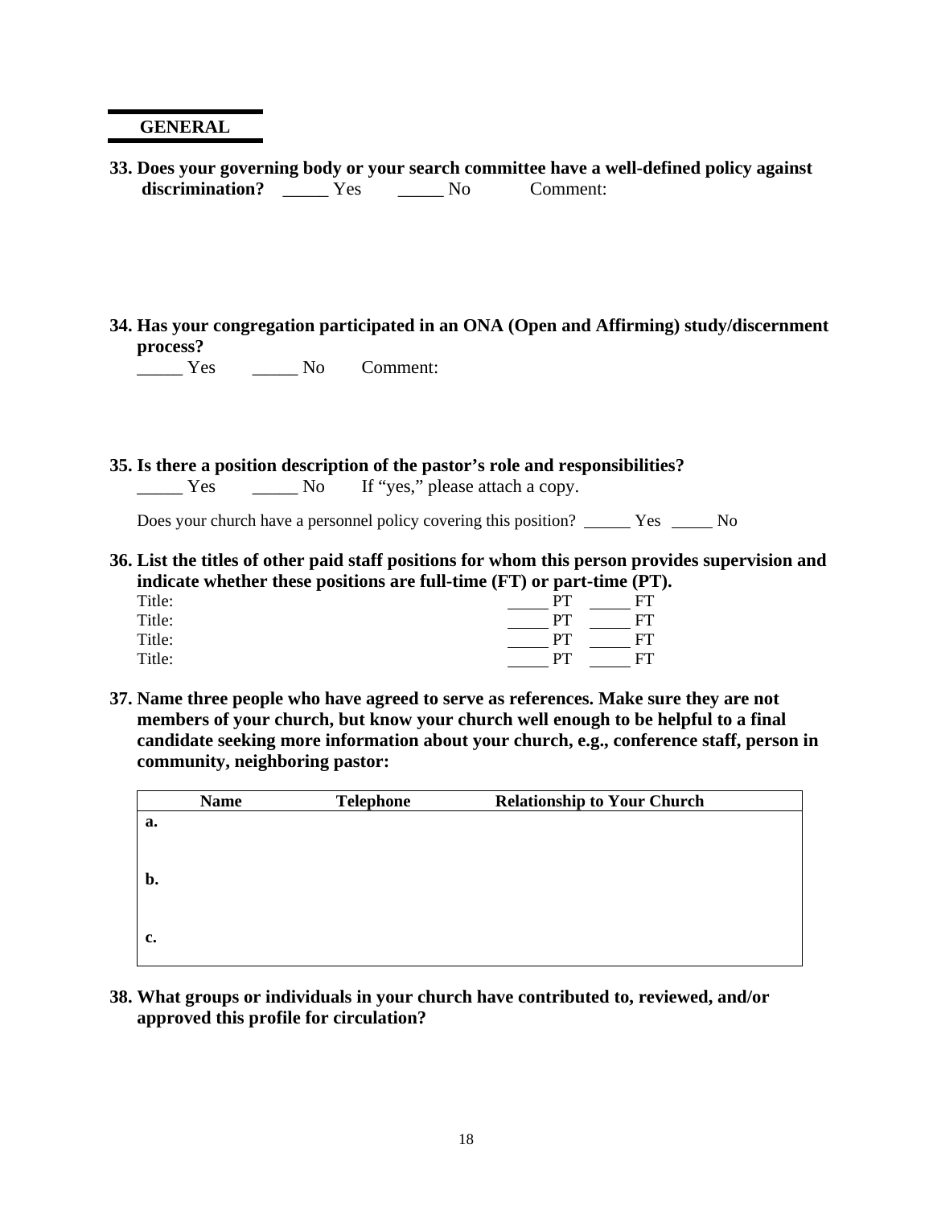## GENERAL

**33. Does your governing body or your search committee have a well-defined policy against discrimination?** _____ Yes _____ No Comment:

**34. Has your congregation participated in an ONA (Open and Affirming) study/discernment process?**

_____ Yes _____ No Comment:

**35. Is there a position description of the pastor's role and responsibilities?**

_____ Yes _____ No If "yes," please attach a copy.

Does your church have a personnel policy covering this position? _____ Yes _____ No

**36. List the titles of other paid staff positions for whom this person provides supervision and indicate whether these positions are full-time (FT) or part-time (PT).**

Title: _____ PT _____ FT
Title: _____ PT _____ FT
Title: _____ PT _____ FT
Title: _____ PT _____ FT

**37. Name three people who have agreed to serve as references. Make sure they are not members of your church, but know your church well enough to be helpful to a final candidate seeking more information about your church, e.g., conference staff, person in community, neighboring pastor:**

| Name | Telephone | Relationship to Your Church |
|---|---|---|
| **a.** | | |
| **b.** | | |
| **c.** | | |

**38. What groups or individuals in your church have contributed to, reviewed, and/or approved this profile for circulation?**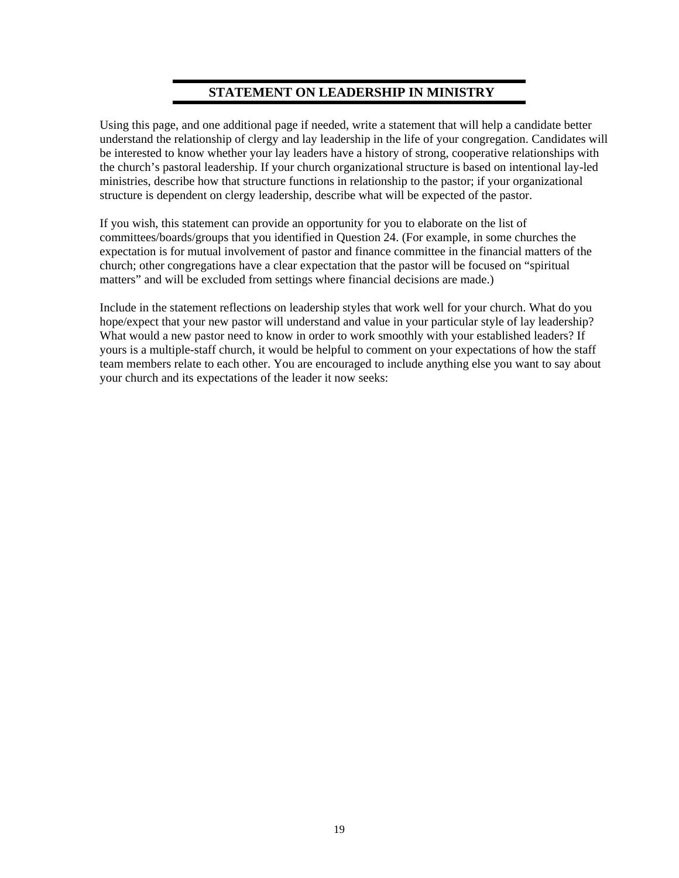## STATEMENT ON LEADERSHIP IN MINISTRY

Using this page, and one additional page if needed, write a statement that will help a candidate better understand the relationship of clergy and lay leadership in the life of your congregation. Candidates will be interested to know whether your lay leaders have a history of strong, cooperative relationships with the church's pastoral leadership. If your church organizational structure is based on intentional lay-led ministries, describe how that structure functions in relationship to the pastor; if your organizational structure is dependent on clergy leadership, describe what will be expected of the pastor.

If you wish, this statement can provide an opportunity for you to elaborate on the list of committees/boards/groups that you identified in Question 24. (For example, in some churches the expectation is for mutual involvement of pastor and finance committee in the financial matters of the church; other congregations have a clear expectation that the pastor will be focused on "spiritual matters" and will be excluded from settings where financial decisions are made.)

Include in the statement reflections on leadership styles that work well for your church. What do you hope/expect that your new pastor will understand and value in your particular style of lay leadership? What would a new pastor need to know in order to work smoothly with your established leaders? If yours is a multiple-staff church, it would be helpful to comment on your expectations of how the staff team members relate to each other. You are encouraged to include anything else you want to say about your church and its expectations of the leader it now seeks: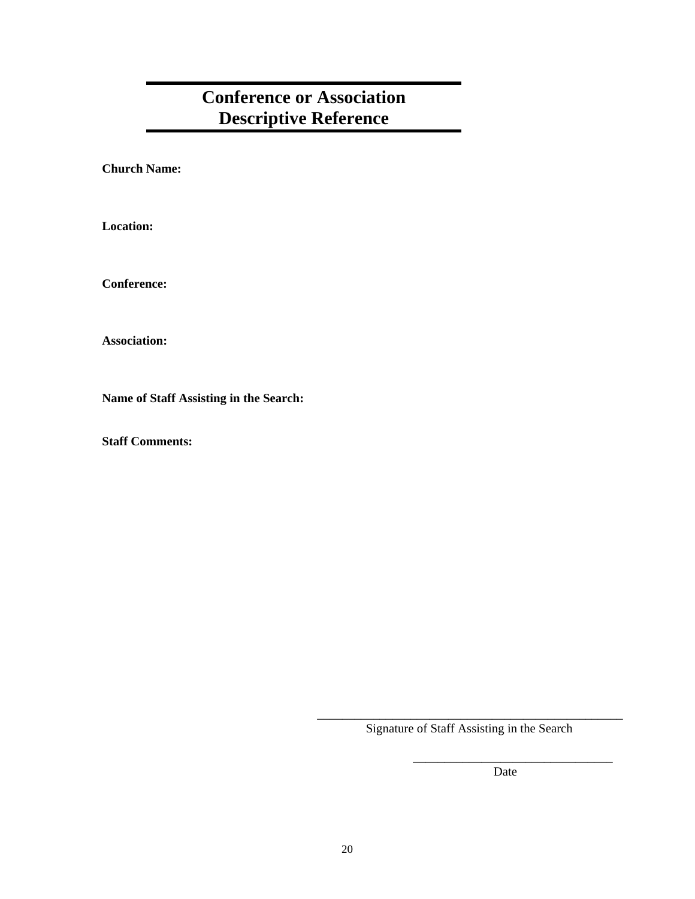# Conference or Association Descriptive Reference

**Church Name:**

**Location:**

**Conference:**

**Association:**

**Name of Staff Assisting in the Search:**

**Staff Comments:**

\_\_\_\_\_\_\_\_\_\_\_\_\_\_\_\_\_\_\_\_\_\_\_\_\_\_\_\_\_\_\_\_\_\_\_\_\_\_\_\_\_\_\_\_\_\_\_\_\_\_
Signature of Staff Assisting in the Search

\_\_\_\_\_\_\_\_\_\_\_\_\_\_\_\_\_\_\_\_\_\_\_\_\_\_\_\_\_\_\_\_\_
Date